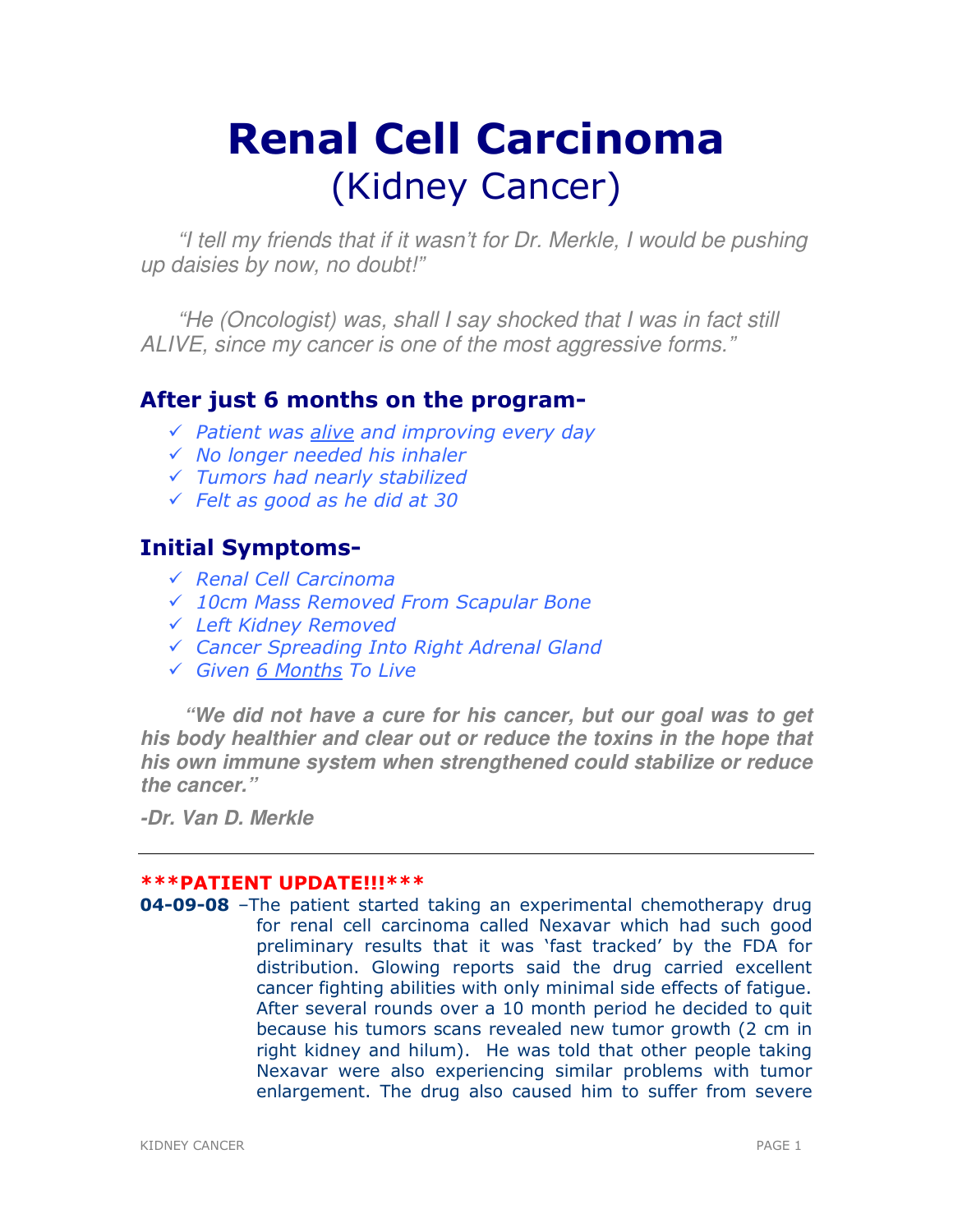# Renal Cell Carcinoma
## (Kidney Cancer)

*"I tell my friends that if it wasn't for Dr. Merkle, I would be pushing up daisies by now, no doubt!"*

*"He (Oncologist) was, shall I say shocked that I was in fact still ALIVE, since my cancer is one of the most aggressive forms."*

### After just 6 months on the program-

- ✓ *Patient was alive and improving every day*
- ✓ *No longer needed his inhaler*
- ✓ *Tumors had nearly stabilized*
- ✓ *Felt as good as he did at 30*

### Initial Symptoms-

- ✓ *Renal Cell Carcinoma*
- ✓ *10cm Mass Removed From Scapular Bone*
- ✓ *Left Kidney Removed*
- ✓ *Cancer Spreading Into Right Adrenal Gland*
- ✓ *Given 6 Months To Live*

***"We did not have a cure for his cancer, but our goal was to get his body healthier and clear out or reduce the toxins in the hope that his own immune system when strengthened could stabilize or reduce the cancer."***

***-Dr. Van D. Merkle***

---

**\*\*\*PATIENT UPDATE!!!\*\*\***

**04-09-08** –The patient started taking an experimental chemotherapy drug for renal cell carcinoma called Nexavar which had such good preliminary results that it was 'fast tracked' by the FDA for distribution. Glowing reports said the drug carried excellent cancer fighting abilities with only minimal side effects of fatigue. After several rounds over a 10 month period he decided to quit because his tumors scans revealed new tumor growth (2 cm in right kidney and hilum). He was told that other people taking Nexavar were also experiencing similar problems with tumor enlargement. The drug also caused him to suffer from severe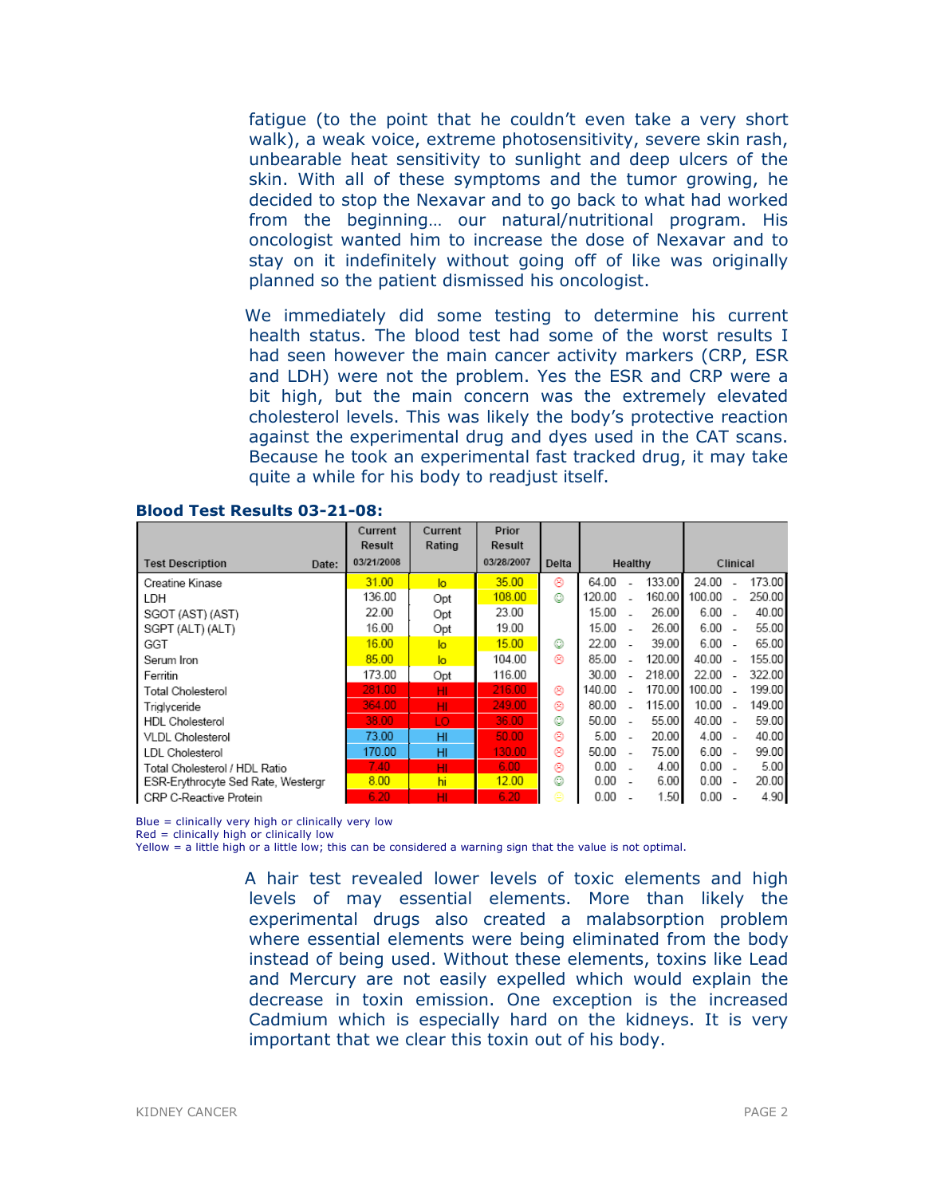fatigue (to the point that he couldn't even take a very short walk), a weak voice, extreme photosensitivity, severe skin rash, unbearable heat sensitivity to sunlight and deep ulcers of the skin. With all of these symptoms and the tumor growing, he decided to stop the Nexavar and to go back to what had worked from the beginning… our natural/nutritional program. His oncologist wanted him to increase the dose of Nexavar and to stay on it indefinitely without going off of like was originally planned so the patient dismissed his oncologist.

We immediately did some testing to determine his current health status. The blood test had some of the worst results I had seen however the main cancer activity markers (CRP, ESR and LDH) were not the problem. Yes the ESR and CRP were a bit high, but the main concern was the extremely elevated cholesterol levels. This was likely the body's protective reaction against the experimental drug and dyes used in the CAT scans. Because he took an experimental fast tracked drug, it may take quite a while for his body to readjust itself.

**Blood Test Results 03-21-08:**

| Test Description Date: | Current Result 03/21/2008 | Current Rating | Prior Result 03/28/2007 | Delta | Healthy | Clinical |
|---|---|---|---|---|---|---|
| Creatine Kinase | 31.00 | lo | 35.00 | ☹ | 64.00 - 133.00 | 24.00 - 173.00 |
| LDH | 136.00 | Opt | 108.00 | ☺ | 120.00 - 160.00 | 100.00 - 250.00 |
| SGOT (AST) (AST) | 22.00 | Opt | 23.00 | | 15.00 - 26.00 | 6.00 - 40.00 |
| SGPT (ALT) (ALT) | 16.00 | Opt | 19.00 | | 15.00 - 26.00 | 6.00 - 55.00 |
| GGT | 16.00 | lo | 15.00 | ☺ | 22.00 - 39.00 | 6.00 - 65.00 |
| Serum Iron | 85.00 | lo | 104.00 | ☹ | 85.00 - 120.00 | 40.00 - 155.00 |
| Ferritin | 173.00 | Opt | 116.00 | | 30.00 - 218.00 | 22.00 - 322.00 |
| Total Cholesterol | 281.00 | HI | 216.00 | ☹ | 140.00 - 170.00 | 100.00 - 199.00 |
| Triglyceride | 364.00 | HI | 249.00 | ☹ | 80.00 - 115.00 | 10.00 - 149.00 |
| HDL Cholesterol | 38.00 | LO | 36.00 | ☺ | 50.00 - 55.00 | 40.00 - 59.00 |
| VLDL Cholesterol | 73.00 | HI | 50.00 | ☹ | 5.00 - 20.00 | 4.00 - 40.00 |
| LDL Cholesterol | 170.00 | HI | 130.00 | ☹ | 50.00 - 75.00 | 6.00 - 99.00 |
| Total Cholesterol / HDL Ratio | 7.40 | HI | 6.00 | ☹ | 0.00 - 4.00 | 0.00 - 5.00 |
| ESR-Erythrocyte Sed Rate, Westergr | 8.00 | hi | 12.00 | ☺ | 0.00 - 6.00 | 0.00 - 20.00 |
| CRP C-Reactive Protein | 6.20 | HI | 6.20 | 😐 | 0.00 - 1.50 | 0.00 - 4.90 |

Blue = clinically very high or clinically very low
Red = clinically high or clinically low
Yellow = a little high or a little low; this can be considered a warning sign that the value is not optimal.

A hair test revealed lower levels of toxic elements and high levels of may essential elements. More than likely the experimental drugs also created a malabsorption problem where essential elements were being eliminated from the body instead of being used. Without these elements, toxins like Lead and Mercury are not easily expelled which would explain the decrease in toxin emission. One exception is the increased Cadmium which is especially hard on the kidneys. It is very important that we clear this toxin out of his body.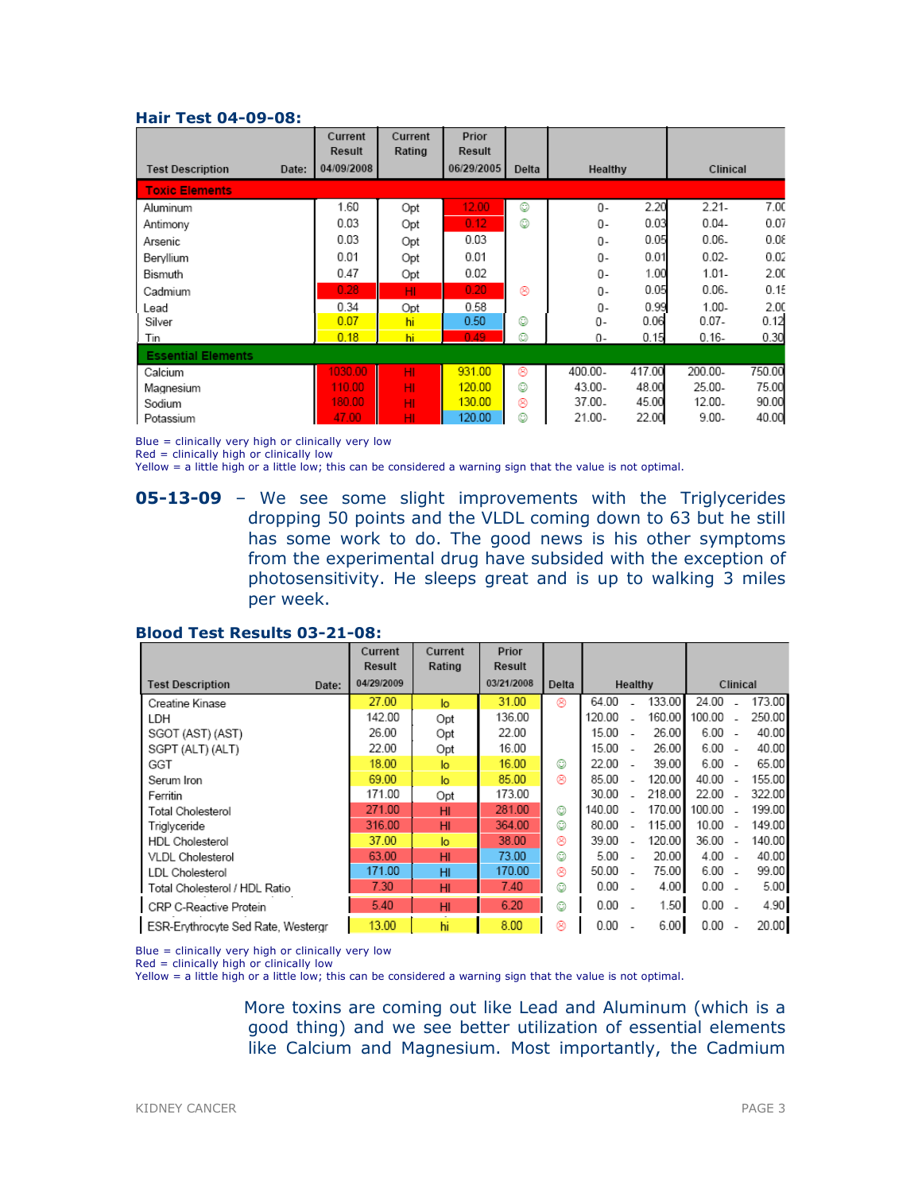### Hair Test 04-09-08:

| Test Description | Date: | Current Result 04/09/2008 | Current Rating | Prior Result 06/29/2005 | Delta | Healthy | | Clinical | |
|---|---|---|---|---|---|---|---|---|---|
| **Toxic Elements** | | | | | | | | | |
| Aluminum | | 1.60 | Opt | 12.00 | ☺ | 0- | 2.20 | 2.21- | 7.00 |
| Antimony | | 0.03 | Opt | 0.12 | ☺ | 0- | 0.03 | 0.04- | 0.07 |
| Arsenic | | 0.03 | Opt | 0.03 | | 0- | 0.05 | 0.06- | 0.08 |
| Beryllium | | 0.01 | Opt | 0.01 | | 0- | 0.01 | 0.02- | 0.02 |
| Bismuth | | 0.47 | Opt | 0.02 | | 0- | 1.00 | 1.01- | 2.00 |
| Cadmium | | 0.28 | HI | 0.20 | ☹ | 0- | 0.05 | 0.06- | 0.15 |
| Lead | | 0.34 | Opt | 0.58 | | 0- | 0.99 | 1.00- | 2.00 |
| Silver | | 0.07 | hi | 0.50 | ☺ | 0- | 0.06 | 0.07- | 0.12 |
| Tin | | 0.18 | hi | 0.49 | ☺ | 0- | 0.15 | 0.16- | 0.30 |
| **Essential Elements** | | | | | | | | | |
| Calcium | | 1030.00 | HI | 931.00 | ☹ | 400.00- | 417.00 | 200.00- | 750.00 |
| Magnesium | | 110.00 | HI | 120.00 | ☺ | 43.00- | 48.00 | 25.00- | 75.00 |
| Sodium | | 180.00 | HI | 130.00 | ☹ | 37.00- | 45.00 | 12.00- | 90.00 |
| Potassium | | 47.00 | HI | 120.00 | ☺ | 21.00- | 22.00 | 9.00- | 40.00 |

Blue = clinically very high or clinically very low
Red = clinically high or clinically low
Yellow = a little high or a little low; this can be considered a warning sign that the value is not optimal.

**05-13-09** – We see some slight improvements with the Triglycerides dropping 50 points and the VLDL coming down to 63 but he still has some work to do. The good news is his other symptoms from the experimental drug have subsided with the exception of photosensitivity. He sleeps great and is up to walking 3 miles per week.

### Blood Test Results 03-21-08:

| Test Description | Date: | Current Result 04/29/2009 | Current Rating | Prior Result 03/21/2008 | Delta | Healthy | | | Clinical | | |
|---|---|---|---|---|---|---|---|---|---|---|---|
| Creatine Kinase | | 27.00 | lo | 31.00 | ☹ | 64.00 | - | 133.00 | 24.00 | - | 173.00 |
| LDH | | 142.00 | Opt | 136.00 | | 120.00 | - | 160.00 | 100.00 | - | 250.00 |
| SGOT (AST) (AST) | | 26.00 | Opt | 22.00 | | 15.00 | - | 26.00 | 6.00 | - | 40.00 |
| SGPT (ALT) (ALT) | | 22.00 | Opt | 16.00 | | 15.00 | - | 26.00 | 6.00 | - | 40.00 |
| GGT | | 18.00 | lo | 16.00 | ☺ | 22.00 | - | 39.00 | 6.00 | - | 65.00 |
| Serum Iron | | 69.00 | lo | 85.00 | ☹ | 85.00 | - | 120.00 | 40.00 | - | 155.00 |
| Ferritin | | 171.00 | Opt | 173.00 | | 30.00 | - | 218.00 | 22.00 | - | 322.00 |
| Total Cholesterol | | 271.00 | HI | 281.00 | ☺ | 140.00 | - | 170.00 | 100.00 | - | 199.00 |
| Triglyceride | | 316.00 | HI | 364.00 | ☺ | 80.00 | - | 115.00 | 10.00 | - | 149.00 |
| HDL Cholesterol | | 37.00 | lo | 38.00 | ☹ | 39.00 | - | 120.00 | 36.00 | - | 140.00 |
| VLDL Cholesterol | | 63.00 | HI | 73.00 | ☺ | 5.00 | - | 20.00 | 4.00 | - | 40.00 |
| LDL Cholesterol | | 171.00 | HI | 170.00 | ☹ | 50.00 | - | 75.00 | 6.00 | - | 99.00 |
| Total Cholesterol / HDL Ratio | | 7.30 | HI | 7.40 | ☺ | 0.00 | - | 4.00 | 0.00 | - | 5.00 |
| CRP C-Reactive Protein | | 5.40 | HI | 6.20 | ☺ | 0.00 | - | 1.50 | 0.00 | - | 4.90 |
| ESR-Erythrocyte Sed Rate, Westergr | | 13.00 | hi | 8.00 | ☹ | 0.00 | - | 6.00 | 0.00 | - | 20.00 |

Blue = clinically very high or clinically very low
Red = clinically high or clinically low
Yellow = a little high or a little low; this can be considered a warning sign that the value is not optimal.

More toxins are coming out like Lead and Aluminum (which is a good thing) and we see better utilization of essential elements like Calcium and Magnesium. Most importantly, the Cadmium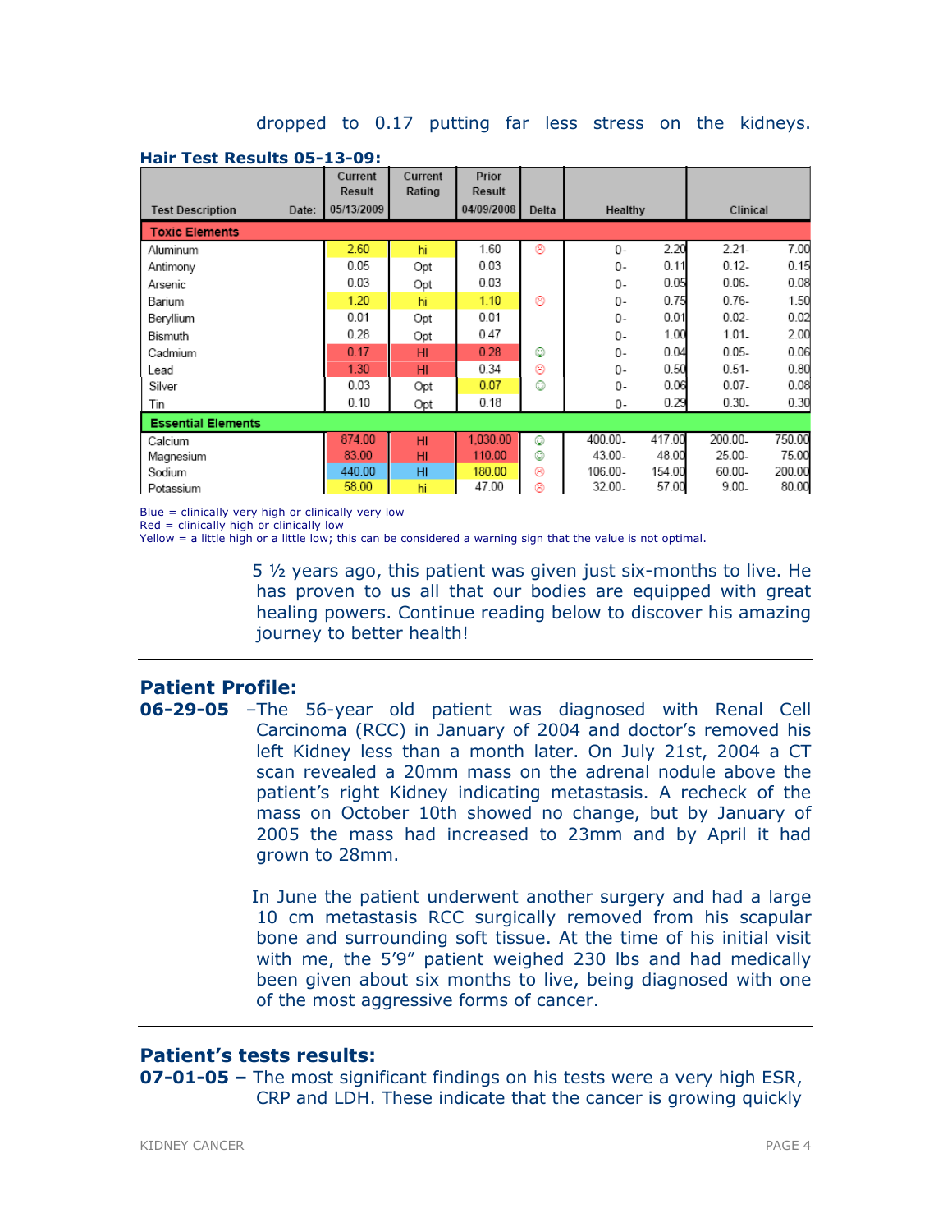dropped to 0.17 putting far less stress on the kidneys.

**Hair Test Results 05-13-09:**

| Test Description Date: | Current Result 05/13/2009 | Current Rating | Prior Result 04/09/2008 | Delta | Healthy | | Clinical | |
|---|---|---|---|---|---|---|---|---|
| **Toxic Elements** | | | | | | | | |
| Aluminum | 2.60 | hi | 1.60 | ☹ | 0- | 2.20 | 2.21- | 7.00 |
| Antimony | 0.05 | Opt | 0.03 | | 0- | 0.11 | 0.12- | 0.15 |
| Arsenic | 0.03 | Opt | 0.03 | | 0- | 0.05 | 0.06- | 0.08 |
| Barium | 1.20 | hi | 1.10 | ☹ | 0- | 0.75 | 0.76- | 1.50 |
| Beryllium | 0.01 | Opt | 0.01 | | 0- | 0.01 | 0.02- | 0.02 |
| Bismuth | 0.28 | Opt | 0.47 | | 0- | 1.00 | 1.01- | 2.00 |
| Cadmium | 0.17 | HI | 0.28 | ☺ | 0- | 0.04 | 0.05- | 0.06 |
| Lead | 1.30 | HI | 0.34 | ☹ | 0- | 0.50 | 0.51- | 0.80 |
| Silver | 0.03 | Opt | 0.07 | ☺ | 0- | 0.06 | 0.07- | 0.08 |
| Tin | 0.10 | Opt | 0.18 | | 0- | 0.29 | 0.30- | 0.30 |
| **Essential Elements** | | | | | | | | |
| Calcium | 874.00 | HI | 1,030.00 | ☺ | 400.00- | 417.00 | 200.00- | 750.00 |
| Magnesium | 83.00 | HI | 110.00 | ☺ | 43.00- | 48.00 | 25.00- | 75.00 |
| Sodium | 440.00 | HI | 180.00 | ☹ | 106.00- | 154.00 | 60.00- | 200.00 |
| Potassium | 58.00 | hi | 47.00 | ☹ | 32.00- | 57.00 | 9.00- | 80.00 |

Blue = clinically very high or clinically very low
Red = clinically high or clinically low
Yellow = a little high or a little low; this can be considered a warning sign that the value is not optimal.

5 ½ years ago, this patient was given just six-months to live. He has proven to us all that our bodies are equipped with great healing powers. Continue reading below to discover his amazing journey to better health!

---

## Patient Profile:

**06-29-05** –The 56-year old patient was diagnosed with Renal Cell Carcinoma (RCC) in January of 2004 and doctor's removed his left Kidney less than a month later. On July 21st, 2004 a CT scan revealed a 20mm mass on the adrenal nodule above the patient's right Kidney indicating metastasis. A recheck of the mass on October 10th showed no change, but by January of 2005 the mass had increased to 23mm and by April it had grown to 28mm.

In June the patient underwent another surgery and had a large 10 cm metastasis RCC surgically removed from his scapular bone and surrounding soft tissue. At the time of his initial visit with me, the 5'9" patient weighed 230 lbs and had medically been given about six months to live, being diagnosed with one of the most aggressive forms of cancer.

---

## Patient's tests results:

**07-01-05 –** The most significant findings on his tests were a very high ESR, CRP and LDH. These indicate that the cancer is growing quickly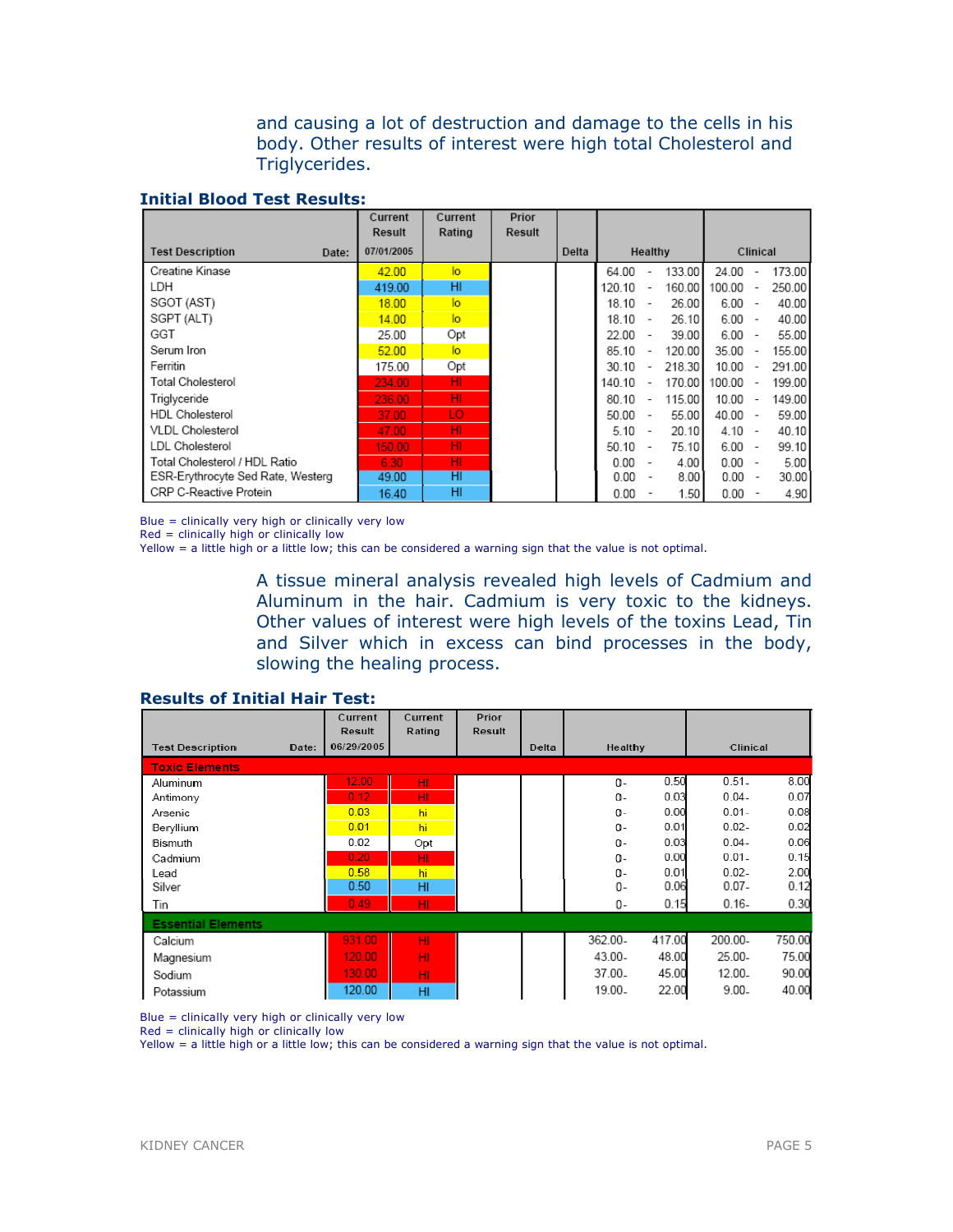and causing a lot of destruction and damage to the cells in his body. Other results of interest were high total Cholesterol and Triglycerides.

**Initial Blood Test Results:**

| Test Description | Current Result 07/01/2005 | Current Rating | Prior Result | Delta | Healthy | Clinical |
|---|---|---|---|---|---|---|
| Creatine Kinase | 42.00 | lo | | | 64.00 - 133.00 | 24.00 - 173.00 |
| LDH | 419.00 | HI | | | 120.10 - 160.00 | 100.00 - 250.00 |
| SGOT (AST) | 18.00 | lo | | | 18.10 - 26.00 | 6.00 - 40.00 |
| SGPT (ALT) | 14.00 | lo | | | 18.10 - 26.10 | 6.00 - 40.00 |
| GGT | 25.00 | Opt | | | 22.00 - 39.00 | 6.00 - 55.00 |
| Serum Iron | 52.00 | lo | | | 85.10 - 120.00 | 35.00 - 155.00 |
| Ferritin | 175.00 | Opt | | | 30.10 - 218.30 | 10.00 - 291.00 |
| Total Cholesterol | 234.00 | HI | | | 140.10 - 170.00 | 100.00 - 199.00 |
| Triglyceride | 236.00 | HI | | | 80.10 - 115.00 | 10.00 - 149.00 |
| HDL Cholesterol | 37.00 | LO | | | 50.00 - 55.00 | 40.00 - 59.00 |
| VLDL Cholesterol | 47.00 | HI | | | 5.10 - 20.10 | 4.10 - 40.10 |
| LDL Cholesterol | 150.00 | HI | | | 50.10 - 75.10 | 6.00 - 99.10 |
| Total Cholesterol / HDL Ratio | 6.30 | HI | | | 0.00 - 4.00 | 0.00 - 5.00 |
| ESR-Erythrocyte Sed Rate, Westerg | 49.00 | HI | | | 0.00 - 8.00 | 0.00 - 30.00 |
| CRP C-Reactive Protein | 16.40 | HI | | | 0.00 - 1.50 | 0.00 - 4.90 |

Blue = clinically very high or clinically very low
Red = clinically high or clinically low
Yellow = a little high or a little low; this can be considered a warning sign that the value is not optimal.

A tissue mineral analysis revealed high levels of Cadmium and Aluminum in the hair. Cadmium is very toxic to the kidneys. Other values of interest were high levels of the toxins Lead, Tin and Silver which in excess can bind processes in the body, slowing the healing process.

**Results of Initial Hair Test:**

| Test Description | Current Result 06/29/2005 | Current Rating | Prior Result | Delta | Healthy | Clinical |
|---|---|---|---|---|---|---|
| **Toxic Elements** | | | | | | |
| Aluminum | 12.00 | HI | | | 0- 0.50 | 0.51- 8.00 |
| Antimony | 0.12 | HI | | | 0- 0.03 | 0.04- 0.07 |
| Arsenic | 0.03 | hi | | | 0- 0.00 | 0.01- 0.08 |
| Beryllium | 0.01 | hi | | | 0- 0.01 | 0.02- 0.02 |
| Bismuth | 0.02 | Opt | | | 0- 0.03 | 0.04- 0.06 |
| Cadmium | 0.20 | HI | | | 0- 0.00 | 0.01- 0.15 |
| Lead | 0.58 | hi | | | 0- 0.01 | 0.02- 2.00 |
| Silver | 0.50 | HI | | | 0- 0.06 | 0.07- 0.12 |
| Tin | 0.49 | HI | | | 0- 0.15 | 0.16- 0.30 |
| **Essential Elements** | | | | | | |
| Calcium | 931.00 | HI | | | 362.00- 417.00 | 200.00- 750.00 |
| Magnesium | 120.00 | HI | | | 43.00- 48.00 | 25.00- 75.00 |
| Sodium | 130.00 | HI | | | 37.00- 45.00 | 12.00- 90.00 |
| Potassium | 120.00 | HI | | | 19.00- 22.00 | 9.00- 40.00 |

Blue = clinically very high or clinically very low
Red = clinically high or clinically low
Yellow = a little high or a little low; this can be considered a warning sign that the value is not optimal.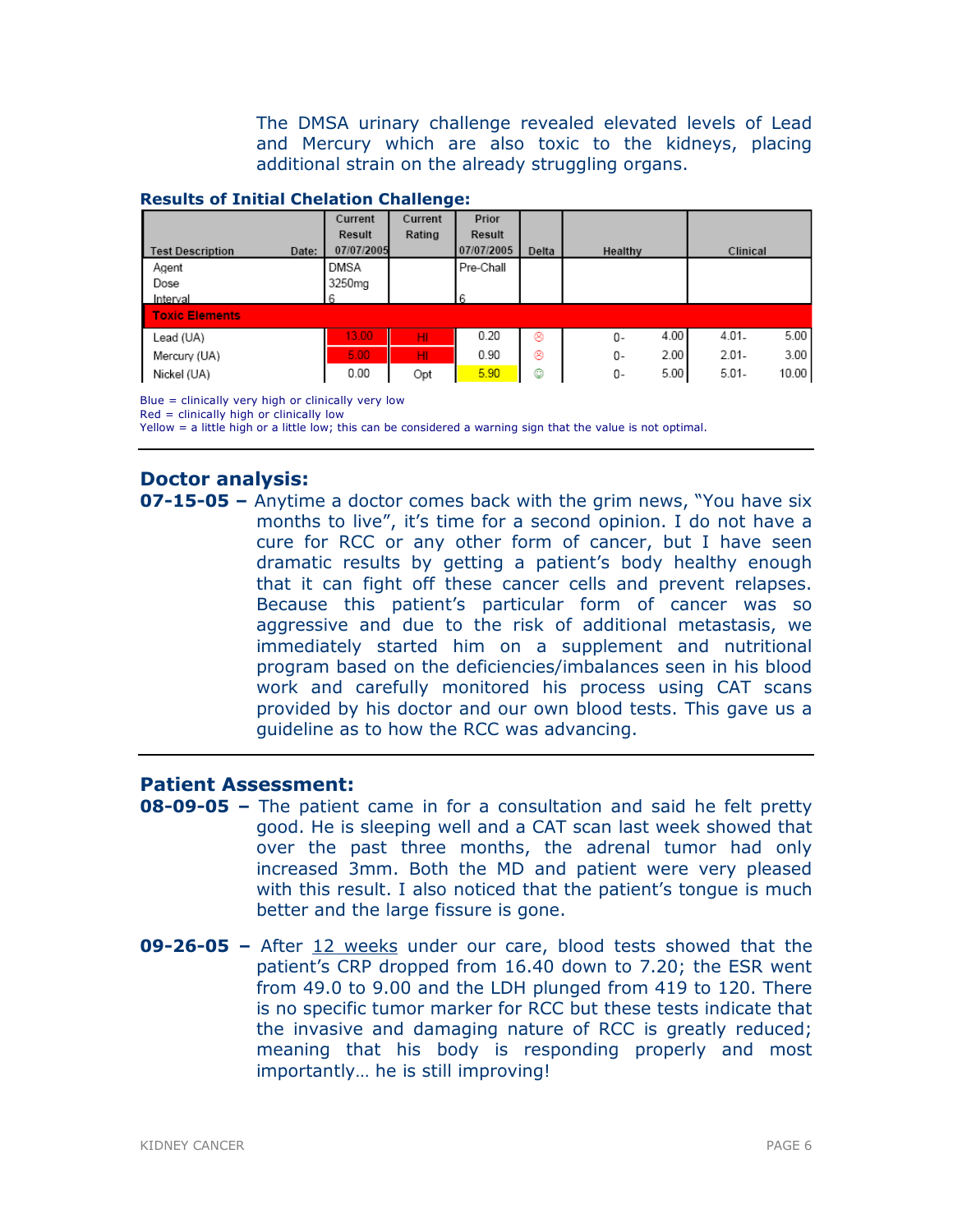The DMSA urinary challenge revealed elevated levels of Lead and Mercury which are also toxic to the kidneys, placing additional strain on the already struggling organs.

**Results of Initial Chelation Challenge:**

| Test Description | Date: | Current Result 07/07/2005 | Current Rating | Prior Result 07/07/2005 | Delta | Healthy | | Clinical | |
|---|---|---|---|---|---|---|---|---|---|
| Agent | | DMSA | | Pre-Chall | | | | | |
| Dose | | 3250mg | | | | | | | |
| Interval | | 6 | | 6 | | | | | |
| **Toxic Elements** | | | | | | | | | |
| Lead (UA) | | 13.00 | HI | 0.20 | ☹ | 0- | 4.00 | 4.01- | 5.00 |
| Mercury (UA) | | 5.00 | HI | 0.90 | ☹ | 0- | 2.00 | 2.01- | 3.00 |
| Nickel (UA) | | 0.00 | Opt | 5.90 | ☺ | 0- | 5.00 | 5.01- | 10.00 |

Blue = clinically very high or clinically very low
Red = clinically high or clinically low
Yellow = a little high or a little low; this can be considered a warning sign that the value is not optimal.

---

## Doctor analysis:

**07-15-05 –** Anytime a doctor comes back with the grim news, "You have six months to live", it's time for a second opinion. I do not have a cure for RCC or any other form of cancer, but I have seen dramatic results by getting a patient's body healthy enough that it can fight off these cancer cells and prevent relapses. Because this patient's particular form of cancer was so aggressive and due to the risk of additional metastasis, we immediately started him on a supplement and nutritional program based on the deficiencies/imbalances seen in his blood work and carefully monitored his process using CAT scans provided by his doctor and our own blood tests. This gave us a guideline as to how the RCC was advancing.

---

## Patient Assessment:

**08-09-05 –** The patient came in for a consultation and said he felt pretty good. He is sleeping well and a CAT scan last week showed that over the past three months, the adrenal tumor had only increased 3mm. Both the MD and patient were very pleased with this result. I also noticed that the patient's tongue is much better and the large fissure is gone.

**09-26-05 –** After 12 weeks under our care, blood tests showed that the patient's CRP dropped from 16.40 down to 7.20; the ESR went from 49.0 to 9.00 and the LDH plunged from 419 to 120. There is no specific tumor marker for RCC but these tests indicate that the invasive and damaging nature of RCC is greatly reduced; meaning that his body is responding properly and most importantly… he is still improving!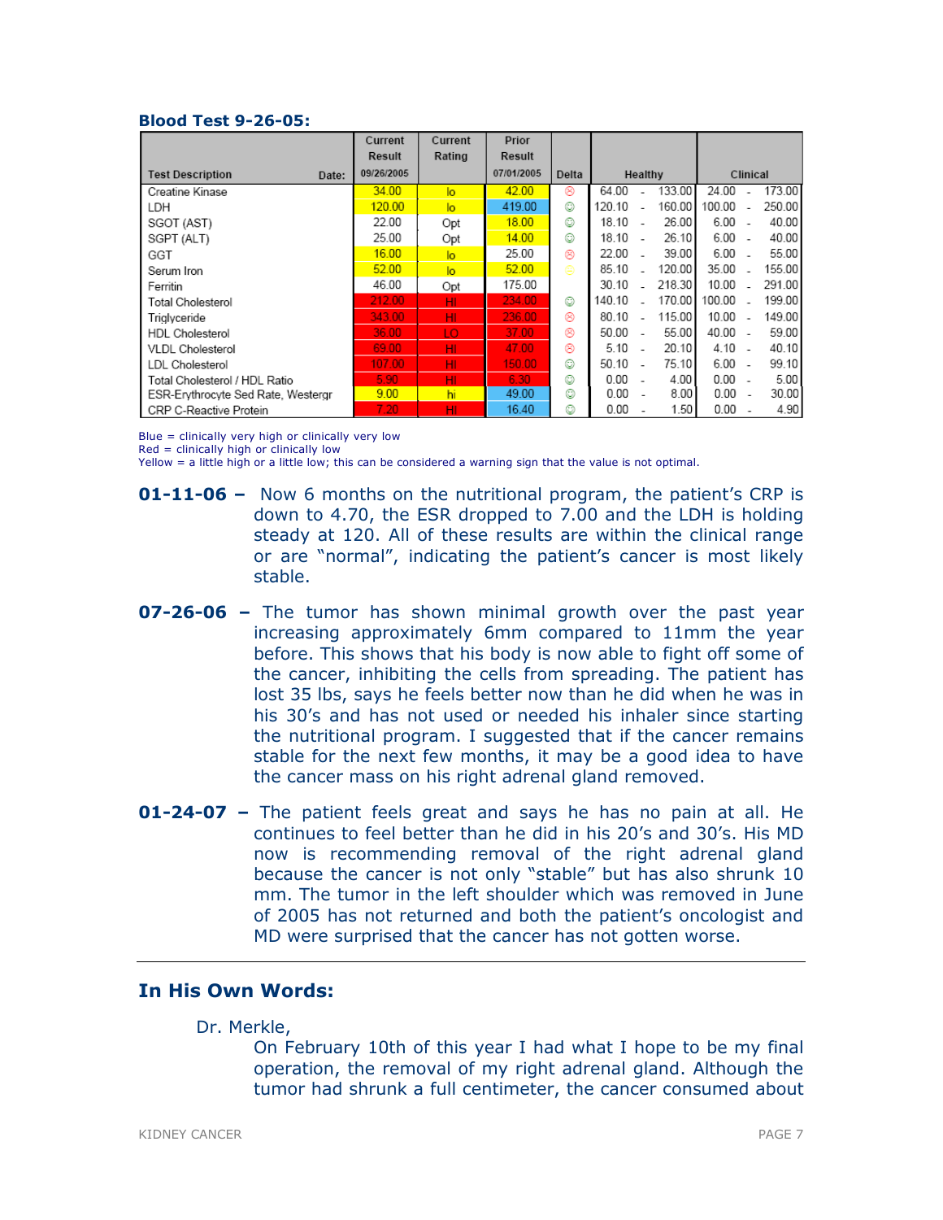**Blood Test 9-26-05:**

| Test Description | Date: | Current Result | Current Rating | Prior Result | Delta | Healthy | | | Clinical | | |
|---|---|---|---|---|---|---|---|---|---|---|---|
| | | 09/26/2005 | | 07/01/2005 | | | | | | | |
| Creatine Kinase | | 34.00 | lo | 42.00 | ☹ | 64.00 | - | 133.00 | 24.00 | - | 173.00 |
| LDH | | 120.00 | lo | 419.00 | ☺ | 120.10 | - | 160.00 | 100.00 | - | 250.00 |
| SGOT (AST) | | 22.00 | Opt | 18.00 | ☺ | 18.10 | - | 26.00 | 6.00 | - | 40.00 |
| SGPT (ALT) | | 25.00 | Opt | 14.00 | ☺ | 18.10 | - | 26.10 | 6.00 | - | 40.00 |
| GGT | | 16.00 | lo | 25.00 | ☹ | 22.00 | - | 39.00 | 6.00 | - | 55.00 |
| Serum Iron | | 52.00 | lo | 52.00 | ☺ | 85.10 | - | 120.00 | 35.00 | - | 155.00 |
| Ferritin | | 46.00 | Opt | 175.00 | | 30.10 | - | 218.30 | 10.00 | - | 291.00 |
| Total Cholesterol | | 212.00 | HI | 234.00 | ☺ | 140.10 | - | 170.00 | 100.00 | - | 199.00 |
| Triglyceride | | 343.00 | HI | 236.00 | ☹ | 80.10 | - | 115.00 | 10.00 | - | 149.00 |
| HDL Cholesterol | | 36.00 | LO | 37.00 | ☹ | 50.00 | - | 55.00 | 40.00 | - | 59.00 |
| VLDL Cholesterol | | 69.00 | HI | 47.00 | ☹ | 5.10 | - | 20.10 | 4.10 | - | 40.10 |
| LDL Cholesterol | | 107.00 | HI | 150.00 | ☺ | 50.10 | - | 75.10 | 6.00 | - | 99.10 |
| Total Cholesterol / HDL Ratio | | 5.90 | HI | 6.30 | ☺ | 0.00 | - | 4.00 | 0.00 | - | 5.00 |
| ESR-Erythrocyte Sed Rate, Westergr | | 9.00 | hi | 49.00 | ☺ | 0.00 | - | 8.00 | 0.00 | - | 30.00 |
| CRP C-Reactive Protein | | 7.20 | HI | 16.40 | ☺ | 0.00 | - | 1.50 | 0.00 | - | 4.90 |

Blue = clinically very high or clinically very low
Red = clinically high or clinically low
Yellow = a little high or a little low; this can be considered a warning sign that the value is not optimal.

**01-11-06 –** Now 6 months on the nutritional program, the patient's CRP is down to 4.70, the ESR dropped to 7.00 and the LDH is holding steady at 120. All of these results are within the clinical range or are "normal", indicating the patient's cancer is most likely stable.

**07-26-06 –** The tumor has shown minimal growth over the past year increasing approximately 6mm compared to 11mm the year before. This shows that his body is now able to fight off some of the cancer, inhibiting the cells from spreading. The patient has lost 35 lbs, says he feels better now than he did when he was in his 30's and has not used or needed his inhaler since starting the nutritional program. I suggested that if the cancer remains stable for the next few months, it may be a good idea to have the cancer mass on his right adrenal gland removed.

**01-24-07 –** The patient feels great and says he has no pain at all. He continues to feel better than he did in his 20's and 30's. His MD now is recommending removal of the right adrenal gland because the cancer is not only "stable" but has also shrunk 10 mm. The tumor in the left shoulder which was removed in June of 2005 has not returned and both the patient's oncologist and MD were surprised that the cancer has not gotten worse.

---

## In His Own Words:

Dr. Merkle,

On February 10th of this year I had what I hope to be my final operation, the removal of my right adrenal gland. Although the tumor had shrunk a full centimeter, the cancer consumed about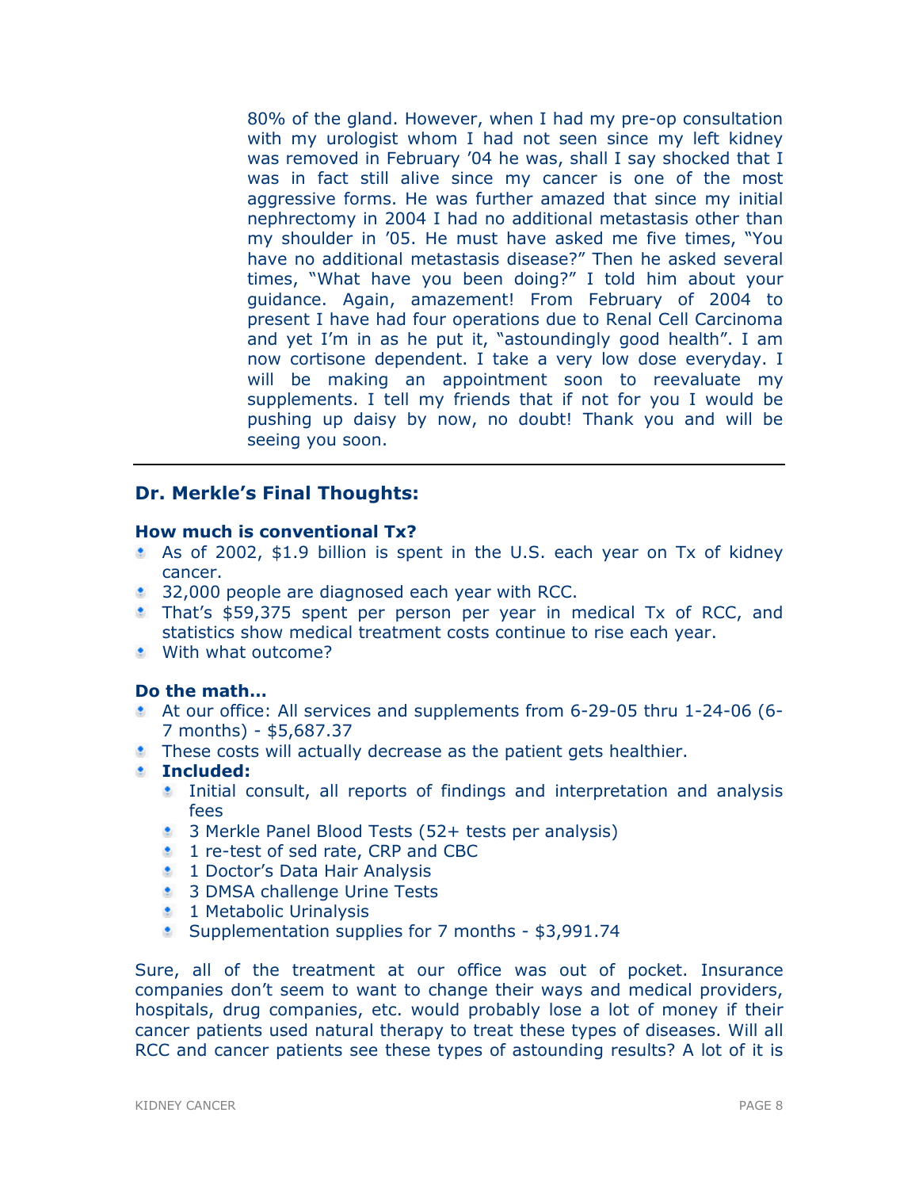80% of the gland. However, when I had my pre-op consultation with my urologist whom I had not seen since my left kidney was removed in February '04 he was, shall I say shocked that I was in fact still alive since my cancer is one of the most aggressive forms. He was further amazed that since my initial nephrectomy in 2004 I had no additional metastasis other than my shoulder in '05. He must have asked me five times, "You have no additional metastasis disease?" Then he asked several times, "What have you been doing?" I told him about your guidance. Again, amazement! From February of 2004 to present I have had four operations due to Renal Cell Carcinoma and yet I'm in as he put it, "astoundingly good health". I am now cortisone dependent. I take a very low dose everyday. I will be making an appointment soon to reevaluate my supplements. I tell my friends that if not for you I would be pushing up daisy by now, no doubt! Thank you and will be seeing you soon.

---

## Dr. Merkle's Final Thoughts:

### How much is conventional Tx?

- As of 2002, $1.9 billion is spent in the U.S. each year on Tx of kidney cancer.
- 32,000 people are diagnosed each year with RCC.
- That's $59,375 spent per person per year in medical Tx of RCC, and statistics show medical treatment costs continue to rise each year.
- With what outcome?

### Do the math…

- At our office: All services and supplements from 6-29-05 thru 1-24-06 (6-7 months) - $5,687.37
- These costs will actually decrease as the patient gets healthier.
- **Included:**
  - Initial consult, all reports of findings and interpretation and analysis fees
  - 3 Merkle Panel Blood Tests (52+ tests per analysis)
  - 1 re-test of sed rate, CRP and CBC
  - 1 Doctor's Data Hair Analysis
  - 3 DMSA challenge Urine Tests
  - 1 Metabolic Urinalysis
  - Supplementation supplies for 7 months - $3,991.74

Sure, all of the treatment at our office was out of pocket. Insurance companies don't seem to want to change their ways and medical providers, hospitals, drug companies, etc. would probably lose a lot of money if their cancer patients used natural therapy to treat these types of diseases. Will all RCC and cancer patients see these types of astounding results? A lot of it is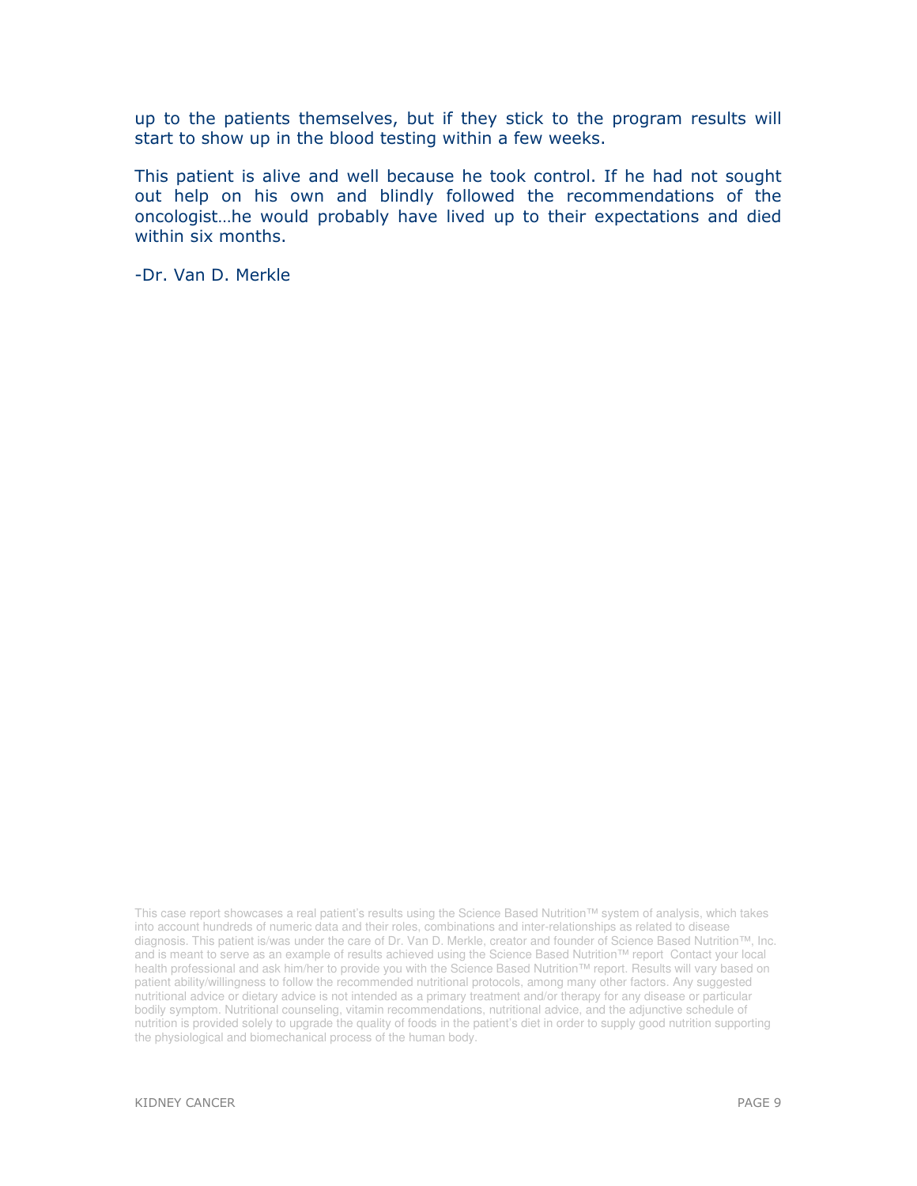up to the patients themselves, but if they stick to the program results will start to show up in the blood testing within a few weeks.

This patient is alive and well because he took control. If he had not sought out help on his own and blindly followed the recommendations of the oncologist…he would probably have lived up to their expectations and died within six months.

-Dr. Van D. Merkle

This case report showcases a real patient's results using the Science Based Nutrition™ system of analysis, which takes into account hundreds of numeric data and their roles, combinations and inter-relationships as related to disease diagnosis. This patient is/was under the care of Dr. Van D. Merkle, creator and founder of Science Based Nutrition™, Inc. and is meant to serve as an example of results achieved using the Science Based Nutrition™ report Contact your local health professional and ask him/her to provide you with the Science Based Nutrition™ report. Results will vary based on patient ability/willingness to follow the recommended nutritional protocols, among many other factors. Any suggested nutritional advice or dietary advice is not intended as a primary treatment and/or therapy for any disease or particular bodily symptom. Nutritional counseling, vitamin recommendations, nutritional advice, and the adjunctive schedule of nutrition is provided solely to upgrade the quality of foods in the patient's diet in order to supply good nutrition supporting the physiological and biomechanical process of the human body.